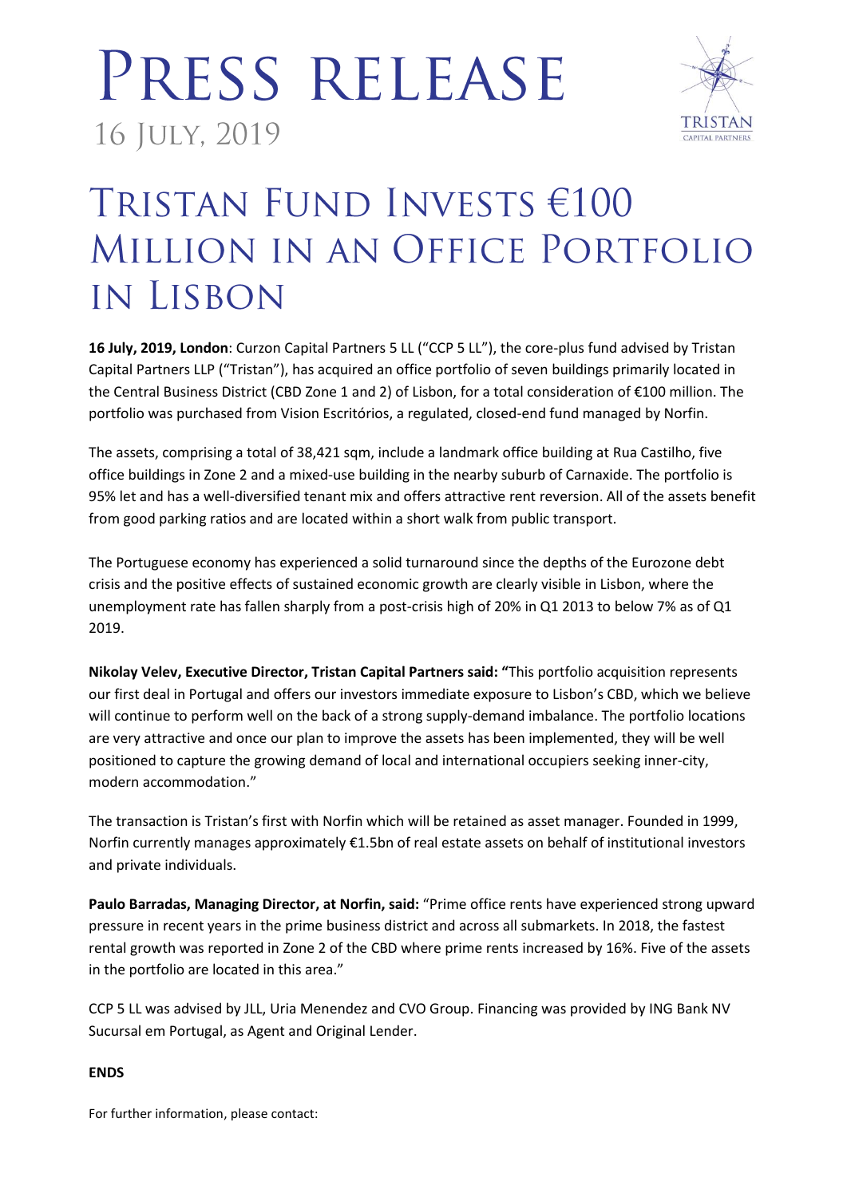# Press Release

16 July, 2019

# Tristan Fund Invests €100 Million in an Office Portfolio in Lisbon

**16 July, 2019, London**: Curzon Capital Partners 5 LL ("CCP 5 LL"), the core-plus fund advised by Tristan Capital Partners LLP ("Tristan"), has acquired an office portfolio of seven buildings primarily located in the Central Business District (CBD Zone 1 and 2) of Lisbon, for a total consideration of €100 million. The portfolio was purchased from Vision Escritórios, a regulated, closed-end fund managed by Norfin.

The assets, comprising a total of 38,421 sqm, include a landmark office building at Rua Castilho, five office buildings in Zone 2 and a mixed-use building in the nearby suburb of Carnaxide. The portfolio is 95% let and has a well-diversified tenant mix and offers attractive rent reversion. All of the assets benefit from good parking ratios and are located within a short walk from public transport.

The Portuguese economy has experienced a solid turnaround since the depths of the Eurozone debt crisis and the positive effects of sustained economic growth are clearly visible in Lisbon, where the unemployment rate has fallen sharply from a post-crisis high of 20% in Q1 2013 to below 7% as of Q1 2019.

**Nikolay Velev, Executive Director, Tristan Capital Partners said: "**This portfolio acquisition represents our first deal in Portugal and offers our investors immediate exposure to Lisbon's CBD, which we believe will continue to perform well on the back of a strong supply-demand imbalance. The portfolio locations are very attractive and once our plan to improve the assets has been implemented, they will be well positioned to capture the growing demand of local and international occupiers seeking inner-city, modern accommodation."

The transaction is Tristan's first with Norfin which will be retained as asset manager. Founded in 1999, Norfin currently manages approximately €1.5bn of real estate assets on behalf of institutional investors and private individuals.

**Paulo Barradas, Managing Director, at Norfin, said:** "Prime office rents have experienced strong upward pressure in recent years in the prime business district and across all submarkets. In 2018, the fastest rental growth was reported in Zone 2 of the CBD where prime rents increased by 16%. Five of the assets in the portfolio are located in this area."

CCP 5 LL was advised by JLL, Uria Menendez and CVO Group. Financing was provided by ING Bank NV Sucursal em Portugal, as Agent and Original Lender.

**ENDS**

For further information, please contact: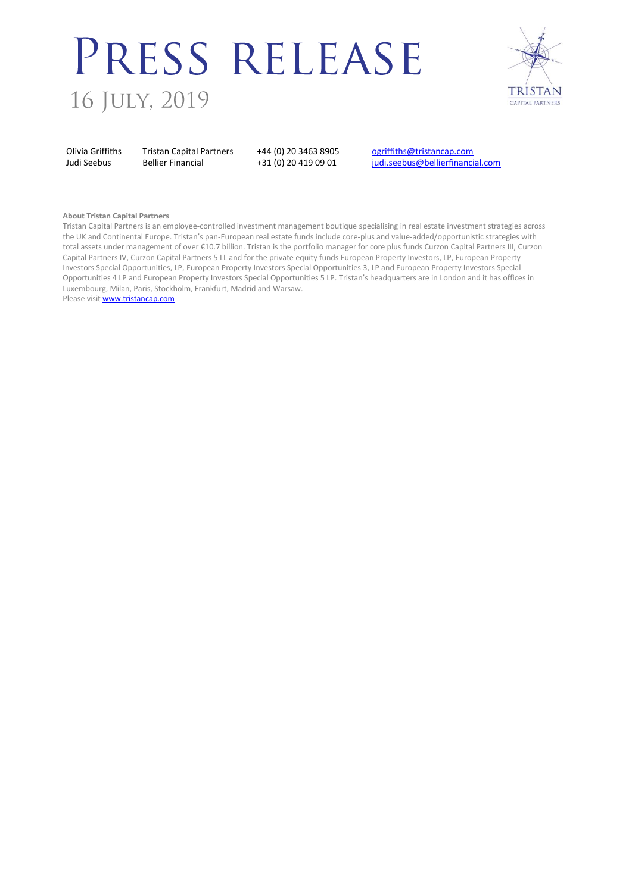# Press release

16 July, 2019

| | | | |
|---|---|---|---|
| Olivia Griffiths | Tristan Capital Partners | +44 (0) 20 3463 8905 | ogriffiths@tristancap.com |
| Judi Seebus | Bellier Financial | +31 (0) 20 419 09 01 | judi.seebus@bellierfinancial.com |

**About Tristan Capital Partners**

Tristan Capital Partners is an employee-controlled investment management boutique specialising in real estate investment strategies across the UK and Continental Europe. Tristan's pan-European real estate funds include core-plus and value-added/opportunistic strategies with total assets under management of over €10.7 billion. Tristan is the portfolio manager for core plus funds Curzon Capital Partners III, Curzon Capital Partners IV, Curzon Capital Partners 5 LL and for the private equity funds European Property Investors, LP, European Property Investors Special Opportunities, LP, European Property Investors Special Opportunities 3, LP and European Property Investors Special Opportunities 4 LP and European Property Investors Special Opportunities 5 LP. Tristan's headquarters are in London and it has offices in Luxembourg, Milan, Paris, Stockholm, Frankfurt, Madrid and Warsaw.

Please visit www.tristancap.com